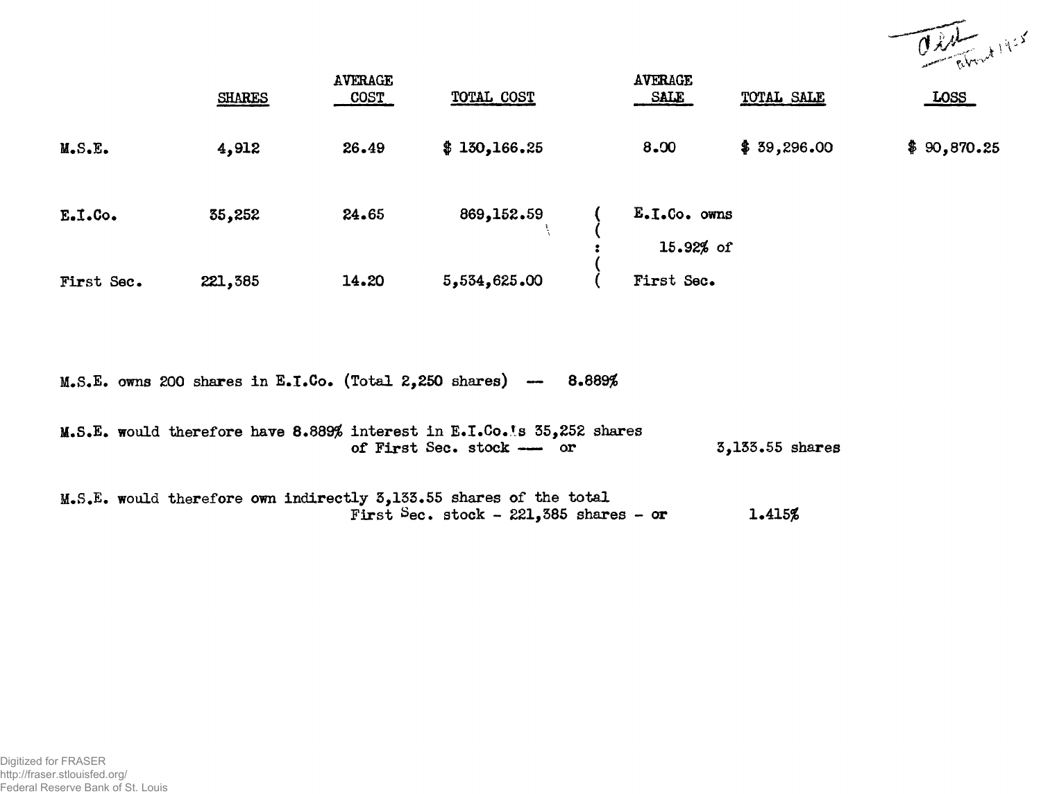Ald
about 1935

| | SHARES | AVERAGE COST | TOTAL COST | | AVERAGE SALE | TOTAL SALE | LOSS |
|---|---|---|---|---|---|---|---|
| M.S.E. | 4,912 | 26.49 | $ 130,166.25 | | 8.00 | $ 39,296.00 | $ 90,870.25 |
| E.I.Co. | 35,252 | 24.65 | 869,152.59 | ( | E.I.Co. owns | | |
| | | | | ( | | | |
| | | | | : | 15.92% of | | |
| | | | | ( | | | |
| First Sec. | 221,385 | 14.20 | 5,534,625.00 | ( | First Sec. | | |

M.S.E. owns 200 shares in E.I.Co. (Total 2,250 shares) -- 8.889%

M.S.E. would therefore have 8.889% interest in E.I.Co.'s 35,252 shares of First Sec. stock --- or 3,133.55 shares

M.S.E. would therefore own indirectly 3,133.55 shares of the total First Sec. stock - 221,385 shares - or 1.415%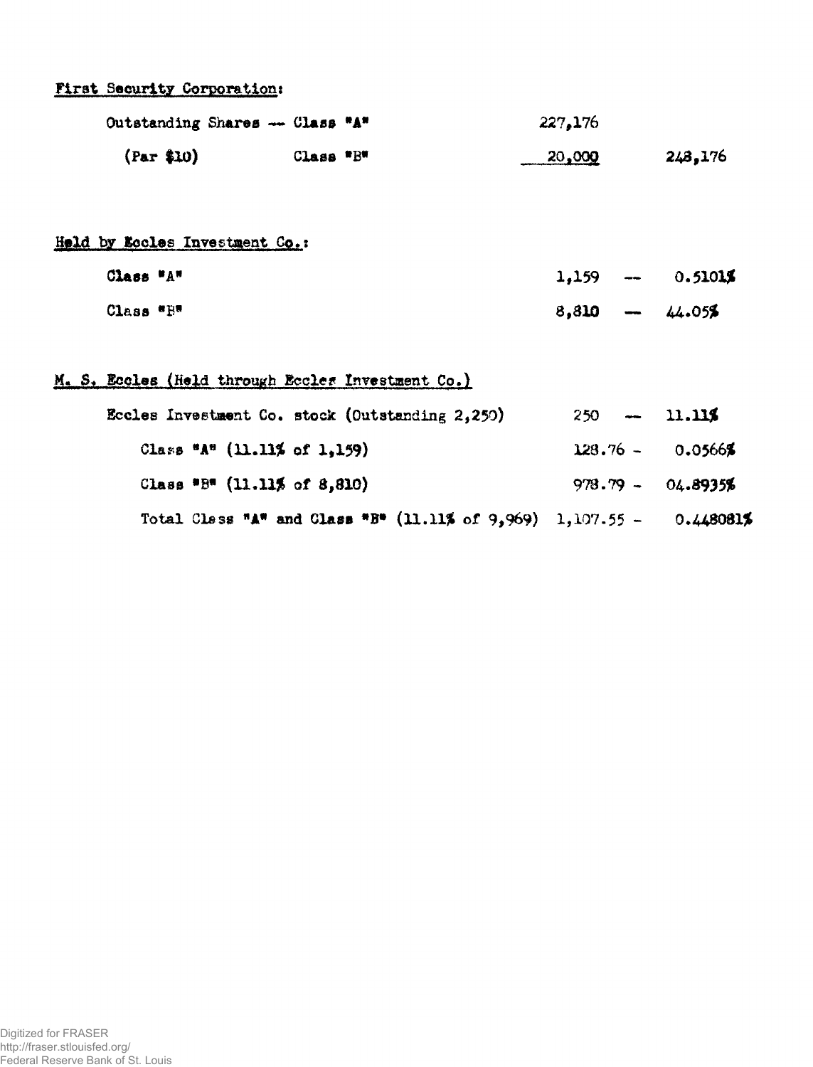**First Security Corporation:**

| | | | |
|---|---|---|---|
| Outstanding Shares — Class "A" | | 227,176 | |
| (Par $10) | Class "B" | 20,000 | 248,176 |

**Held by Eccles Investment Co.:**

| | | |
|---|---|---|
| Class "A" | 1,159 — | 0.5101% |
| Class "B" | 8,810 — | 44.05% |

**M. S. Eccles (Held through Eccles Investment Co.)**

| | | |
|---|---|---|
| Eccles Investment Co. stock (Outstanding 2,250) | 250 — | 11.11% |
| Class "A" (11.11% of 1,159) | 128.76 - | 0.0566% |
| Class "B" (11.11% of 8,810) | 978.79 - | 04.8935% |
| Total Class "A" and Class "B" (11.11% of 9,969) | 1,107.55 - | 0.448081% |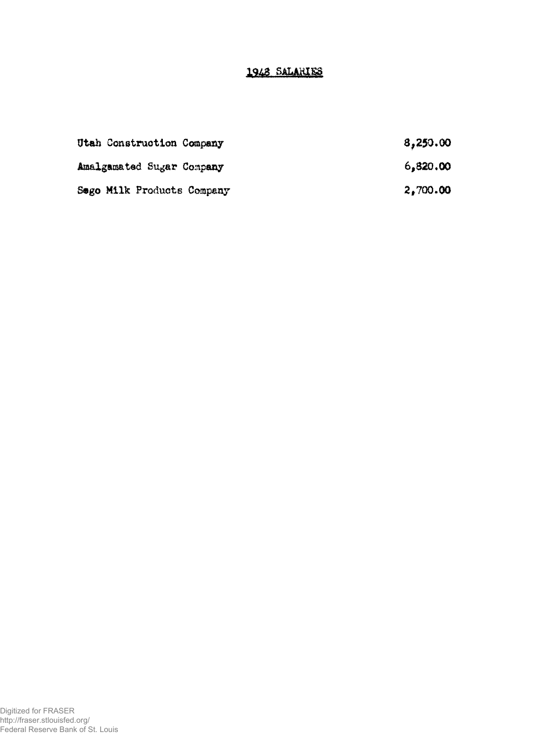# 1948 SALARIES

| | |
|---|---|
| Utah Construction Company | 8,250.00 |
| Amalgamated Sugar Company | 6,820.00 |
| Sego Milk Products Company | 2,700.00 |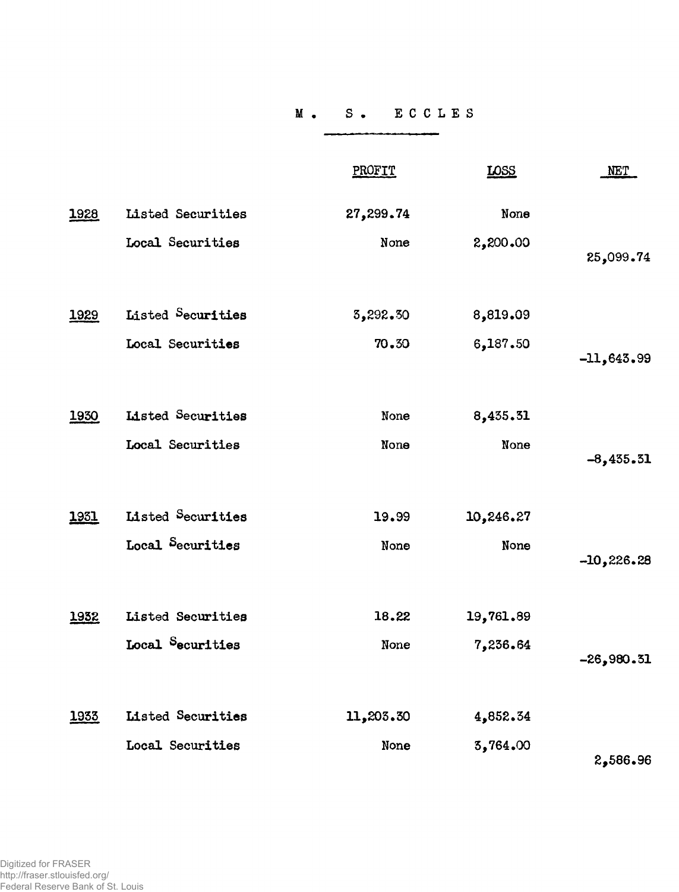# M. S. ECCLES

| | | PROFIT | LOSS | NET |
|---|---|---|---|---|
| 1928 | Listed Securities | 27,299.74 | None | |
| | Local Securities | None | 2,200.00 | 25,099.74 |
| 1929 | Listed Securities | 3,292.30 | 8,819.09 | |
| | Local Securities | 70.30 | 6,187.50 | -11,643.99 |
| 1930 | Listed Securities | None | 8,435.31 | |
| | Local Securities | None | None | -8,435.31 |
| 1931 | Listed Securities | 19.99 | 10,246.27 | |
| | Local Securities | None | None | -10,226.28 |
| 1932 | Listed Securities | 18.22 | 19,761.89 | |
| | Local Securities | None | 7,236.64 | -26,980.31 |
| 1933 | Listed Securities | 11,203.30 | 4,852.34 | |
| | Local Securities | None | 3,764.00 | 2,586.96 |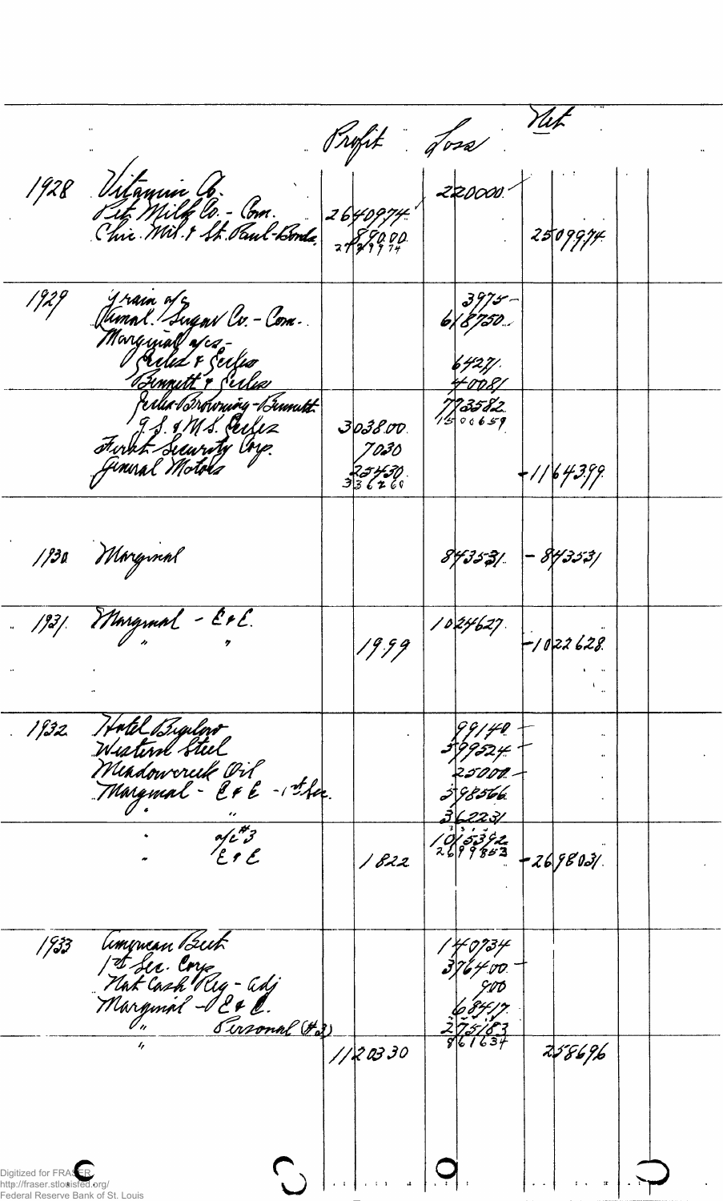| | | Profit | Loss | Net |
|---|---|---|---|---|
| 1928 | Vitamin Co. | | 220000 | |
| | Pet Milk Co. - Com. | 2640974 | | |
| | Chic. Mil. & St. Paul-Bonds | 89000 | | |
| | | 2729974 | | 2509974 |
| 1929 | Grain a/c | | 3975 | |
| | Jumal Sugar Co. - Com. | | 618750 | |
| | Marginal a/cs - | | | |
| | Peeler & Seiler | | 6427 | |
| | Bennett & Seiler | | 4008 | |
| | Seiler-Browning-Bennett | | 773582 | |
| | G.S. & M.S. Seiler | 303800 | 1500659 | |
| | First Security Corp. | 7030 | | |
| | General Motors | 25450 | | |
| | | 336260 | | -1164399 |
| 1930 | Marginal | | 843531 | -843531 |
| 1931 | Marginal - E & E. | 1999 | 1024627 | -1022628 |
| 1932 | Hotel Bigelow | | 99140 | |
| | Western Steel | | 599524 | |
| | Meadowcreek Oil | | 25000 | |
| | Marginal - E & E - 1st Sec. | | 598566 | |
| | a/c #3 | | 362231 | |
| | E & E | 1822 | 1015342 | |
| | | | 2699853 | -2698031 |
| 1933 | American Beet | | 140734 | |
| | 1st Sec. Corp. | | 376400 | |
| | Nat Cash Reg - adj | | 900 | |
| | Marginal - E & E. | | 68417 | |
| | " Personal (#2) | | 275183 | |
| | | 1120330 | 861634 | 258696 |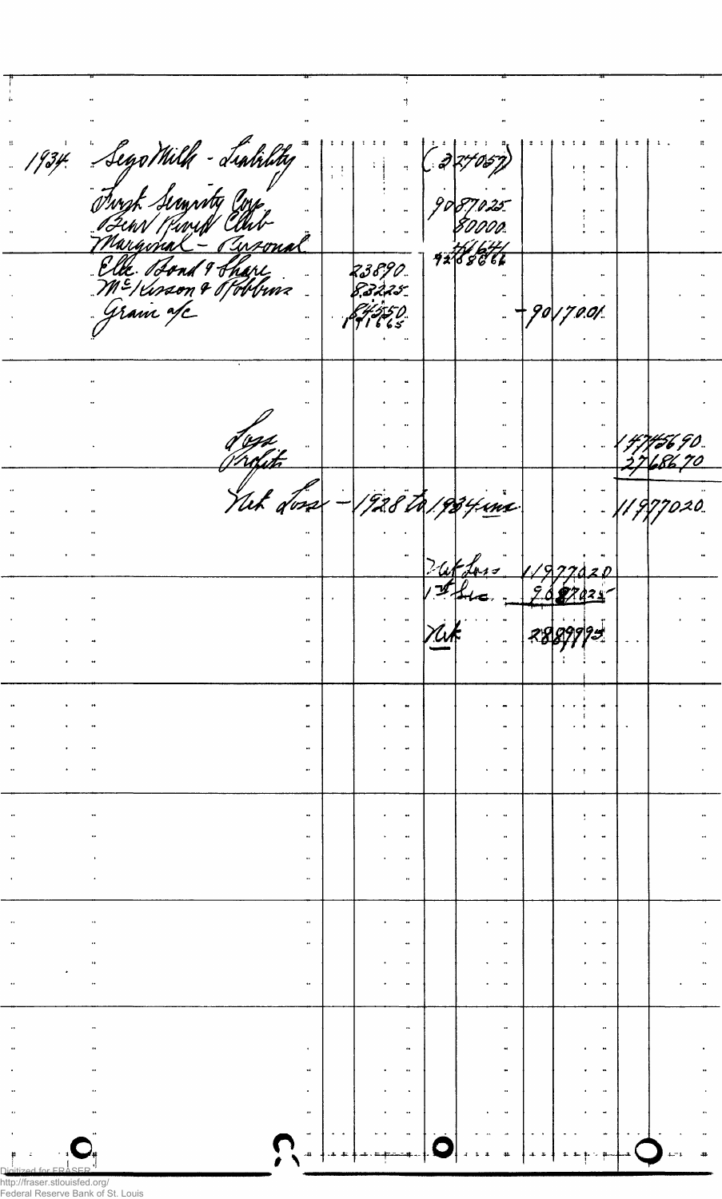| | | | | | |
|---|---|---|---|---|---|
| 1934 | Sego Milk - Liability | | (327057) | | |
| | Tropk Security Corp. | | 9087025 | | |
| | Penn Rivet Club | | 80000 | | |
| | Marginal - Personal | | 41644 | | |
| | | | 9288662 | | |
| | Elec. Bond & Share | 23890 | | | |
| | McKesson & Robbins | 83225 | | | |
| | Grain a/c | 84550 | | | |
| | | 191665 | | -9017001 | |
| | Loss | | | | 14745690 |
| | Profit | | | | 2768670 |
| | Net Loss - 1928 to 1934 inc. | | | | 11977020 |
| | | | Net Loss | 11977020 | |
| | | | 1st Sec. | 9087025 | |
| | | | Net | 2889995 | |